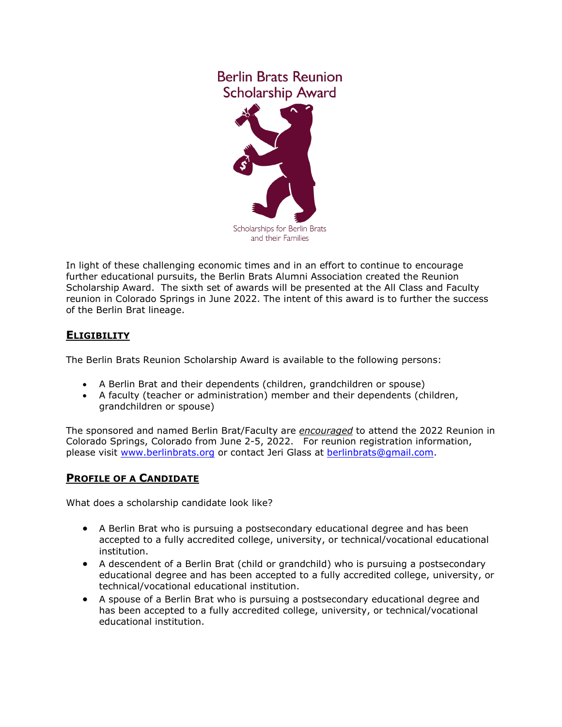# Berlin Brats Reunion Scholarship Award

Scholarships for Berlin Brats and their Families

In light of these challenging economic times and in an effort to continue to encourage further educational pursuits, the Berlin Brats Alumni Association created the Reunion Scholarship Award. The sixth set of awards will be presented at the All Class and Faculty reunion in Colorado Springs in June 2022. The intent of this award is to further the success of the Berlin Brat lineage.

## ELIGIBILITY

The Berlin Brats Reunion Scholarship Award is available to the following persons:

- A Berlin Brat and their dependents (children, grandchildren or spouse)
- A faculty (teacher or administration) member and their dependents (children, grandchildren or spouse)

The sponsored and named Berlin Brat/Faculty are ***encouraged*** to attend the 2022 Reunion in Colorado Springs, Colorado from June 2-5, 2022. For reunion registration information, please visit [www.berlinbrats.org](http://www.berlinbrats.org) or contact Jeri Glass at [berlinbrats@gmail.com](mailto:berlinbrats@gmail.com).

## PROFILE OF A CANDIDATE

What does a scholarship candidate look like?

- A Berlin Brat who is pursuing a postsecondary educational degree and has been accepted to a fully accredited college, university, or technical/vocational educational institution.
- A descendent of a Berlin Brat (child or grandchild) who is pursuing a postsecondary educational degree and has been accepted to a fully accredited college, university, or technical/vocational educational institution.
- A spouse of a Berlin Brat who is pursuing a postsecondary educational degree and has been accepted to a fully accredited college, university, or technical/vocational educational institution.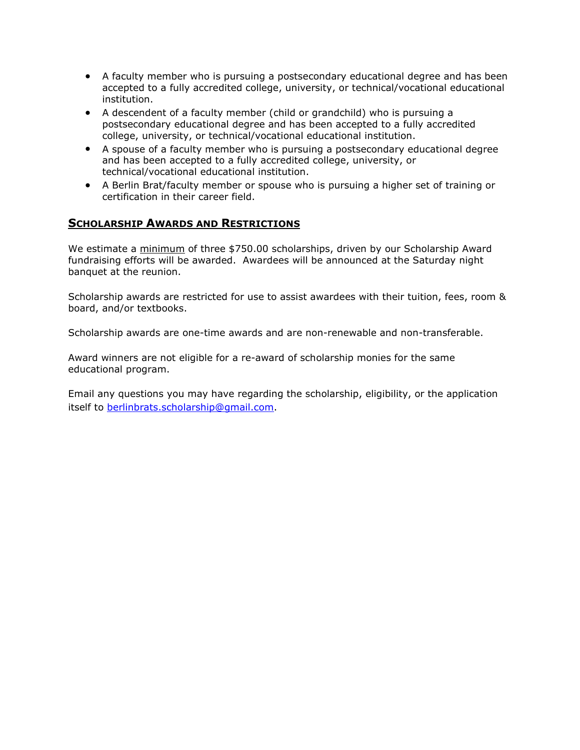- A faculty member who is pursuing a postsecondary educational degree and has been accepted to a fully accredited college, university, or technical/vocational educational institution.
- A descendent of a faculty member (child or grandchild) who is pursuing a postsecondary educational degree and has been accepted to a fully accredited college, university, or technical/vocational educational institution.
- A spouse of a faculty member who is pursuing a postsecondary educational degree and has been accepted to a fully accredited college, university, or technical/vocational educational institution.
- A Berlin Brat/faculty member or spouse who is pursuing a higher set of training or certification in their career field.

## SCHOLARSHIP AWARDS AND RESTRICTIONS

We estimate a minimum of three $750.00 scholarships, driven by our Scholarship Award fundraising efforts will be awarded. Awardees will be announced at the Saturday night banquet at the reunion.

Scholarship awards are restricted for use to assist awardees with their tuition, fees, room & board, and/or textbooks.

Scholarship awards are one-time awards and are non-renewable and non-transferable.

Award winners are not eligible for a re-award of scholarship monies for the same educational program.

Email any questions you may have regarding the scholarship, eligibility, or the application itself to berlinbrats.scholarship@gmail.com.